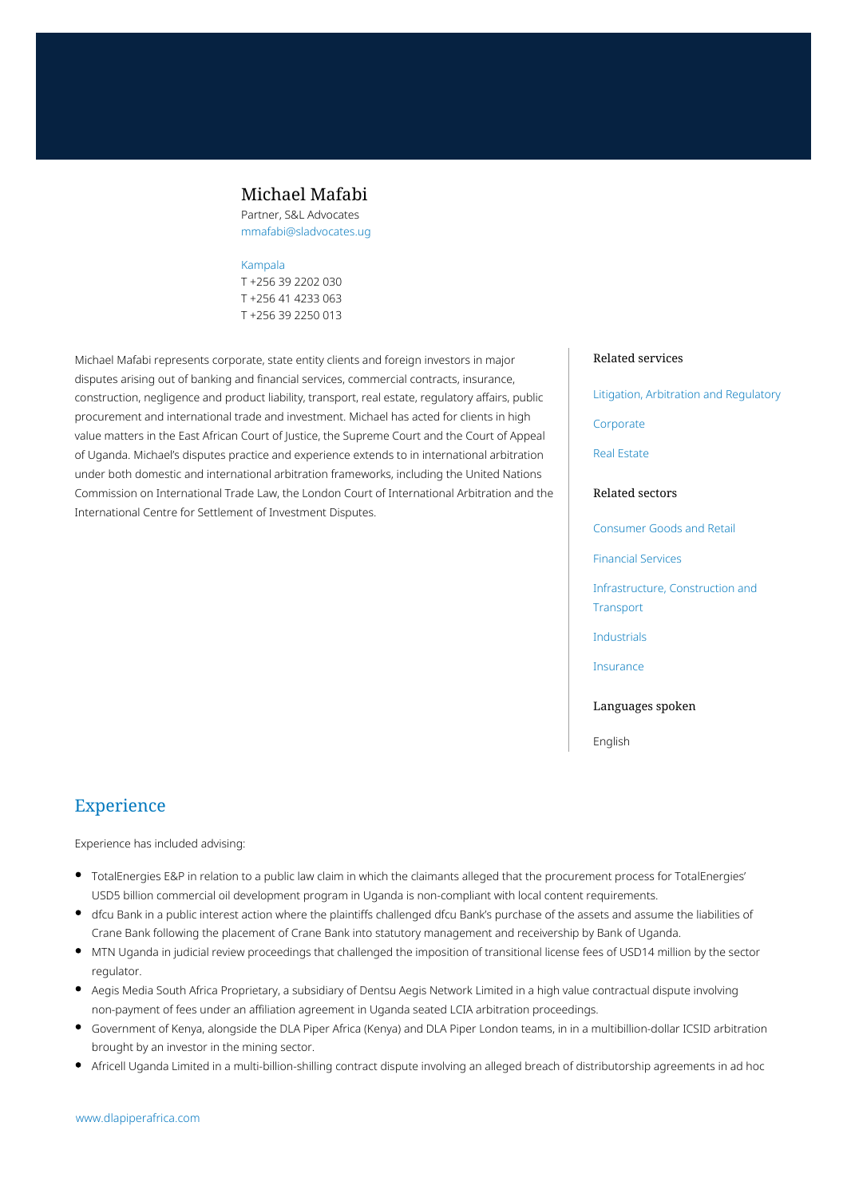# Michael Mafabi

Partner, S&L Advocates
mmafabi@sladvocates.ug

Kampala
T +256 39 2202 030
T +256 41 4233 063
T +256 39 2250 013

Michael Mafabi represents corporate, state entity clients and foreign investors in major disputes arising out of banking and financial services, commercial contracts, insurance, construction, negligence and product liability, transport, real estate, regulatory affairs, public procurement and international trade and investment. Michael has acted for clients in high value matters in the East African Court of Justice, the Supreme Court and the Court of Appeal of Uganda. Michael's disputes practice and experience extends to in international arbitration under both domestic and international arbitration frameworks, including the United Nations Commission on International Trade Law, the London Court of International Arbitration and the International Centre for Settlement of Investment Disputes.

### Related services

- Litigation, Arbitration and Regulatory
- Corporate
- Real Estate

### Related sectors

- Consumer Goods and Retail
- Financial Services
- Infrastructure, Construction and Transport
- Industrials
- Insurance

### Languages spoken

English

## Experience

Experience has included advising:

- TotalEnergies E&P in relation to a public law claim in which the claimants alleged that the procurement process for TotalEnergies' USD5 billion commercial oil development program in Uganda is non-compliant with local content requirements.
- dfcu Bank in a public interest action where the plaintiffs challenged dfcu Bank's purchase of the assets and assume the liabilities of Crane Bank following the placement of Crane Bank into statutory management and receivership by Bank of Uganda.
- MTN Uganda in judicial review proceedings that challenged the imposition of transitional license fees of USD14 million by the sector regulator.
- Aegis Media South Africa Proprietary, a subsidiary of Dentsu Aegis Network Limited in a high value contractual dispute involving non-payment of fees under an affiliation agreement in Uganda seated LCIA arbitration proceedings.
- Government of Kenya, alongside the DLA Piper Africa (Kenya) and DLA Piper London teams, in in a multibillion-dollar ICSID arbitration brought by an investor in the mining sector.
- Africell Uganda Limited in a multi-billion-shilling contract dispute involving an alleged breach of distributorship agreements in ad hoc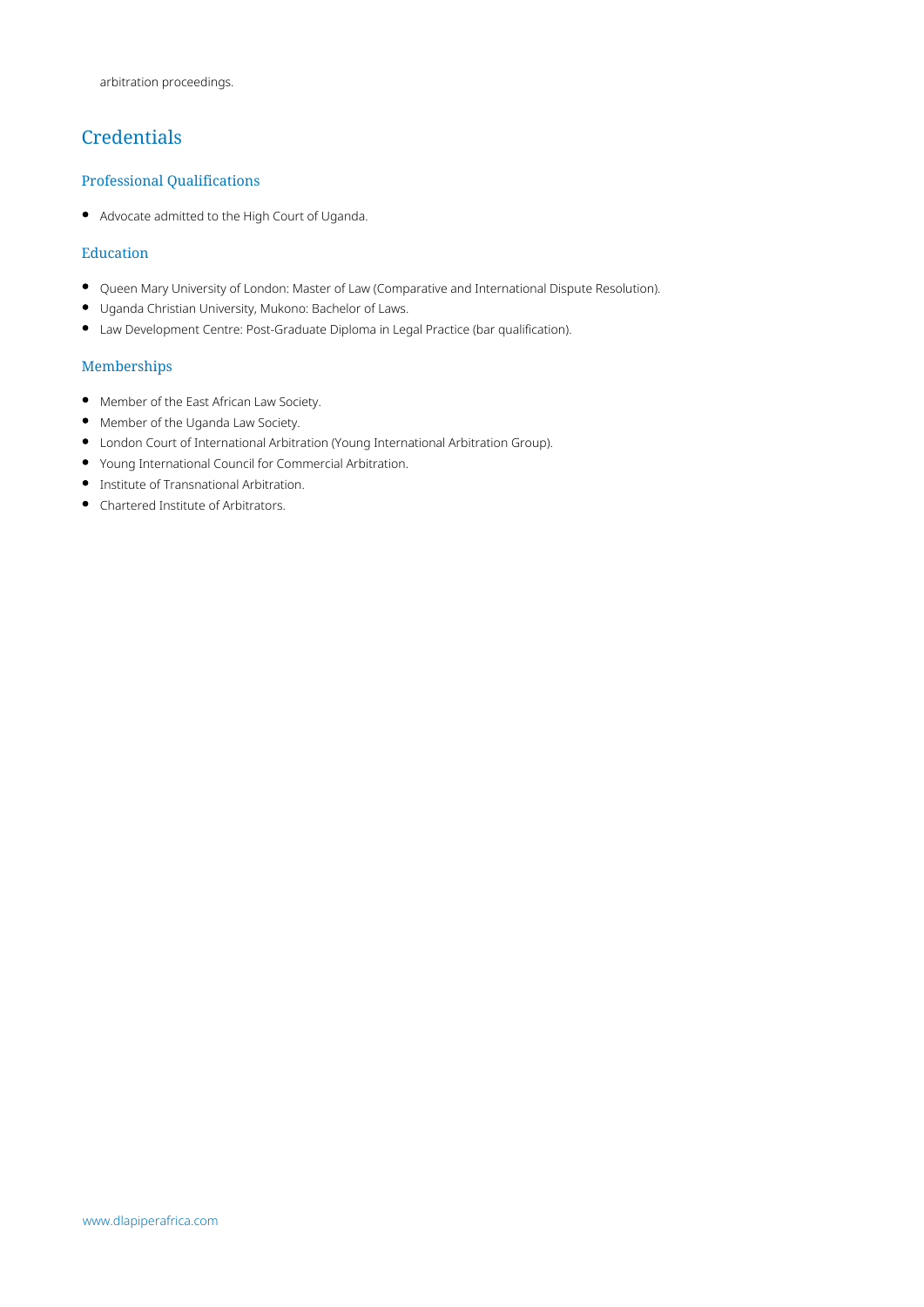arbitration proceedings.

## Credentials

### Professional Qualifications

- Advocate admitted to the High Court of Uganda.

### Education

- Queen Mary University of London: Master of Law (Comparative and International Dispute Resolution).
- Uganda Christian University, Mukono: Bachelor of Laws.
- Law Development Centre: Post-Graduate Diploma in Legal Practice (bar qualification).

### Memberships

- Member of the East African Law Society.
- Member of the Uganda Law Society.
- London Court of International Arbitration (Young International Arbitration Group).
- Young International Council for Commercial Arbitration.
- Institute of Transnational Arbitration.
- Chartered Institute of Arbitrators.